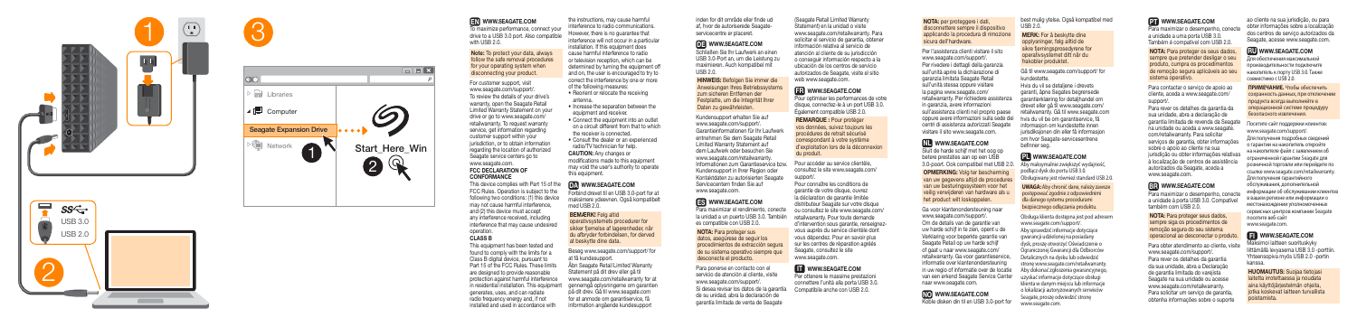1

3

Libraries

Computer

Seagate Expansion Drive

Network

Start_Here_Win

USB 3.0

USB 2.0

2

## EN WWW.SEAGATE.COM

To maximize performance, connect your drive to a USB 3.0 port. Also compatible with USB 2.0.

**Note: To protect your data, always follow the safe removal procedures for your operating system when disconnecting your product.**

For customer support, visit: www.seagate.com/support/. To review the details of your drive's warranty, open the Seagate Retail Limited Warranty Statement on your drive or go to www.seagate.com/retailwarranty. To request warranty service, get information regarding customer support within your jurisdiction, or to obtain information regarding the location of authorized Seagate service centers go to www.seagate.com.

**FCC DECLARATION OF CONFORMANCE**

This device complies with Part 15 of the FCC Rules. Operation is subject to the following two conditions: (1) this device may not cause harmful interference, and (2) this device must accept any interference received, including interference that may cause undesired operation.

**CLASS B**

This equipment has been tested and found to comply with the limits for a Class B digital device, pursuant to Part 15 of the FCC Rules. These limits are designed to provide reasonable protection against harmful interference in residential installation. This equipment generates, uses, and can radiate radio frequency energy and, if not installed and used in accordance with the instructions, may cause harmful interference to radio communications. However, there is no guarantee that interference will not occur in a particular installation. If this equipment does cause harmful interference to radio or television reception, which can be determined by turning the equipment off and on, the user is encouraged to try to correct the interference by one or more of the following measures:

- Reorient or relocate the receiving antenna.
- Increase the separation between the equipment and receiver.
- Connect the equipment into an outlet on a circuit different from that to which the receiver is connected.
- Consult the dealer or an experienced radio/TV technician for help.

**CAUTION:** Any changes or modifications made to this equipment may void the user's authority to operate this equipment.

## DA WWW.SEAGATE.COM

Forbind drevet til en USB 3.0-port for at maksimere ydeevnen. Også kompatibelt med USB 2.0.

**BEMÆRK: Følg altid operativsystemets procedurer for sikker fjernelse af lagerenheder, når du afbryder forbindelsen, for derved at beskytte dine data.**

Besøg www.seagate.com/support/ for at få kundesupport.

Åbn Seagate Retail Limited Warranty Statement på dit drev eller gå til www.seagate.com/retailwarranty for at gennemgå oplysningerne om garantien på dit drev. Gå til www.seagate.com for at anmode om garantiservice, få information angående kundesupport inden for dit område eller finde ud af, hvor de autoriserede Seagate-servicecentre er placeret.

## DE WWW.SEAGATE.COM

Schließen Sie Ihr Laufwerk an einen USB 3.0-Port an, um die Leistung zu maximieren. Auch kompatibel mit USB 2.0.

**HINWEIS: Befolgen Sie immer die Anweisungen Ihres Betriebssystems zum sicheren Entfernen der Festplatte, um die Integrität Ihrer Daten zu gewährleisten.**

Kundensupport erhalten Sie auf www.seagate.com/support/. Garantieinformationen für Ihr Laufwerk entnehmen Sie dem Seagate Retail Limited Warranty Statement auf dem Laufwerk oder besuchen Sie www.seagate.com/retailwarranty. Informationen zum Garantieservice bzw. Kundensupport in Ihrer Region oder Kontaktdaten zu autorisierten Seagate Servicecentern finden Sie auf www.seagate.com.

## ES WWW.SEAGATE.COM

Para maximizar el rendimiento, conecte la unidad a un puerto USB 3.0. También es compatible con USB 2.0.

**NOTA: Para proteger sus datos, asegúrese de seguir los procedimientos de extracción segura de su sistema operativo siempre que desconecte el producto.**

Para ponerse en contacto con el servicio de atención al cliente, visite www.seagate.com/support/. Si desea revisar los datos de la garantía de su unidad, abra la declaración de garantía limitada de venta de Seagate (Seagate Retail Limited Warranty Statement) en la unidad o visite www.seagate.com/retailwarranty. Para solicitar el servicio de garantía, obtener información relativa al servicio de atención al cliente de su jurisdicción o conseguir información respecto a la ubicación de los centros de servicio autorizados de Seagate, visite el sitio web www.seagate.com.

## FR WWW.SEAGATE.COM

Pour optimiser les performances de votre disque, connectez-le à un port USB 3.0. Également compatible USB 2.0.

**REMARQUE : Pour protéger vos données, suivez toujours les procédures de retrait sécurisé correspondant à votre système d'exploitation lors de la déconnexion du produit.**

Pour accéder au service clientèle, consultez le site www.seagate.com/support/.

Pour connaître les conditions de garantie de votre disque, ouvrez la déclaration de garantie limitée distributeur Seagate sur votre disque ou consultez le site www.seagate.com/retailwarranty. Pour toute demande d'intervention sous garantie, renseignez-vous auprès du service clientèle dont vous dépendez. Pour en savoir plus sur les centres de réparation agréés Seagate, consultez le site www.seagate.com.

## IT WWW.SEAGATE.COM

Per ottenere le massime prestazioni connettere l'unità alla porta USB 3.0. Compatibile anche con USB 2.0.

**NOTA: per proteggere i dati, disconnettere sempre il dispositivo applicando le procedure di rimozione sicura dell'hardware.**

Per l'assistenza clienti visitare il sito www.seagate.com/support/. Per rivedere i dettagli della garanzia sull'unità aprire la dichiarazione di garanzia limitata Seagate Retail sull'unità stessa oppure visitare la pagina www.seagate.com/retailwarranty. Per richiedere assistenza in garanzia, avere informazioni sull'assistenza clienti nel proprio paese oppure avere informazioni sulla sede dei centri di assistenza autorizzati Seagate visitare il sito www.seagate.com.

## NL WWW.SEAGATE.COM

Sluit de harde schijf met het oog op betere prestaties aan op een USB 3.0-poort. Ook compatibel met USB 2.0.

**OPMERKING: Volg ter bescherming van uw gegevens altijd de procedures van uw besturingssysteem voor het veilig verwijderen van hardware als u het product wilt loskoppelen.**

Ga voor klantenondersteuning naar www.seagate.com/support/. Om de details van de garantie van uw harde schijf in te zien, opent u de Verklaring voor beperkte garantie van Seagate Retail op uw harde schijf of gaat u naar www.seagate.com/retailwarranty. Ga voor garantieservice, informatie over klantenondersteuning in uw regio of informatie over de locatie van een erkend Seagate Service Center naar www.seagate.com.

## NO WWW.SEAGATE.COM

Koble disken din til en USB 3.0-port for best mulig ytelse. Også kompatibel med USB 2.0.

**MERK: For å beskytte dine opplysninger, følg alltid de sikre fjerningsprosedyrene for operativsystemet ditt når du frakobler produktet.**

Gå til www.seagate.com/support/ for kundestøtte.

Hvis du vil se detaljene i drevets garanti, åpne Seagates begrensede garantierklæring for detaljhandel om drevet eller gå til www.seagate.com/retailwarranty. Gå til www.seagate.com hvis du vil be om garantiservice, få informasjon om kundestøtte innen jurisdiksjonen din eller få informasjon om hvor Seagate-servicesentrene befinner seg.

## PL WWW.SEAGATE.COM

Aby maksymalnie zwiększyć wydajność, podłącz dysk do portu USB 3.0. Obsługiwany jest również standard USB 2.0.

**UWAGA: Aby chronić dane, należy zawsze postępować zgodnie z odpowiednimi dla danego systemu procedurami bezpiecznego odłączania produktu.**

Obsługa klienta dostępna jest pod adresem www.seagate.com/support/. Aby sprawdzić informacje dotyczące gwarancji udzielonej na posiadany dysk, proszę otworzyć Oświadczenie o Ograniczonej Gwarancji dla Odbiorców Detalicznych na dysku lub odwiedzić stronę www.seagate.com/retailwarranty. Aby skorzystać z usług gwarancyjnych, uzyskać informacje dotyczące obsługi klienta w danym miejscu lub informacje o lokalizacji autoryzowanych serwisów Seagate, proszę odwiedzić stronę www.seagate.com.

## PT WWW.SEAGATE.COM

Para maximizar o desempenho, conecte a unidade a uma porta USB 3.0. Também é compatível com USB 2.0.

**NOTA: Para proteger os seus dados, sempre que pretender desligar o seu produto, cumpra os procedimentos de remoção segura aplicáveis ao seu sistema operativo.**

Para contactar o serviço de apoio ao cliente, aceda a www.seagate.com/support/.

Para rever os detalhes da garantia da sua unidade, abra a declaração de garantia limitada de revenda da Seagate na unidade ou aceda a www.seagate.com/retailwarranty. Para solicitar serviços de garantia, obter informações sobre o apoio ao cliente na sua jurisdição ou obter informações relativas à localização de centros de assistência autorizados da Seagate, aceda a www.seagate.com.

## BR WWW.SEAGATE.COM

Para maximizar o desempenho, conecte a unidade à porta USB 3.0. Compatível também com USB 2.0.

**NOTA: Para proteger seus dados, sempre siga os procedimentos de remoção segura do seu sistema operacional ao desconectar o produto.**

Para obter atendimento ao cliente, visite www.seagate.com/support/. Para rever os detalhes da garantia da sua unidade, abra a Declaração de garantia limitada do varejista Seagate na sua unidade ou acesse www.seagate.com/retailwarranty. Para solicitar um serviço de garantia, obtenha informações sobre o suporte ao cliente na sua jurisdição, ou para obter informações sobre a localização dos centros de serviço autorizados da Seagate, acesse www.seagate.com.

## RU WWW.SEAGATE.COM

Для обеспечения максимальной производительности подключите накопитель к порту USB 3.0. Также совместимо с USB 2.0.

**ПРИМЕЧАНИЕ. Чтобы обеспечить сохранность данных, при отключении продукта всегда выполняйте в операционной системе процедуру безопасного извлечения.**

Поддержка клиентов: www.seagate.com/support/. Для получения подробных сведений о гарантии на накопитель откройте на накопителе файл с заявлением об ограниченной гарантии Seagate для розничной торговли или перейдите по ссылке www.seagate.com/retailwarranty. Для получения гарантийного обслуживания, дополнительной информации об обслуживании клиентов в вашем регионе или информации о местонахождении уполномоченных сервисных центров компании Seagate посетите веб-сайт www.seagate.com.

## FI WWW.SEAGATE.COM

Maksimoi laitteen suorituskyky liittämällä levyasema USB 3.0 -porttiin. Yhteensopiva myös USB 2.0 -portin kanssa.

**HUOMAUTUS: Suojaa tietojasi laitetta irrotettaessa ja noudata aina käyttöjärjestelmän ohjeita, jotka koskevat laitteen turvallista poistamista.**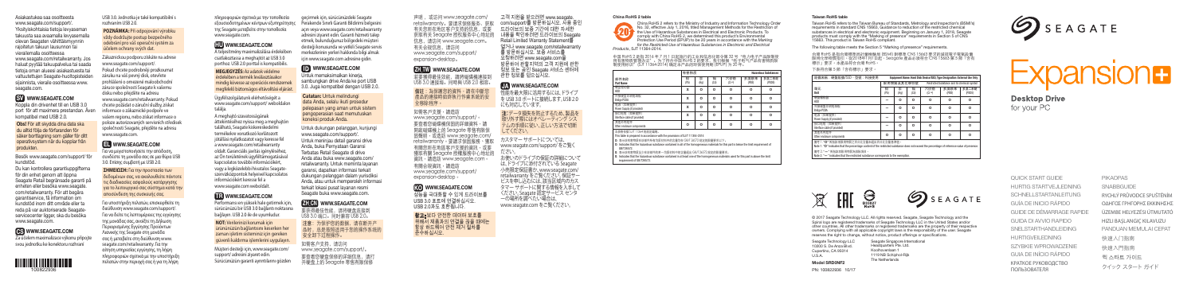Asiakastukea saa osoitteesta www.seagate.com/support/. Yksityiskohtaisia takuutietoja on saatavilla osoitteessa www.seagate.com/retailwarranty. Jos haluat pyytää takuuhuoltoa tai saada tietoja oman alueesi asiakastuesta tai valtuutettujen Seagate-huoltopisteiden sijainnista, ota yhteyttä valtuutettuun jälleenmyyjään tai siirry osoitteeseen www.seagate.com.

## SV WWW.SEAGATE.COM

Koppla din drivenhet till en USB 3.0 port för att maximera prestandan. Även kompatibel med USB 2.0.

**Obs!** För att skydda dina data ska du alltid följa de förfaranden för säker borttagning som gäller för ditt operativsystem när du kopplar från produkten.

Besök www.seagate.com/support/ för kundstöd. Du kan kontrollera garantiuppgifterna för din enhet genom att öppna Seagate Retail begränsade garanti på enheten eller besöka www.seagate.com/retailwarranty. För att begära garantiservice, få information om kundstöd inom ditt område eller ta reda på var auktoriserade Seagate-servicecenter ligger, ska du besöka www.seagate.com.

## CS WWW.SEAGATE.COM

Za účelem maximalizace výkonu připojte svou jednotku ke konektoru rozhraní USB 3.0. Jednotka je také kompatibilní s rozhraním USB 2.0.

**POZNÁMKA:** Při odpojování výrobku vždy dodržujte postup bezpečného odebrání pro váš operační systém za účelem ochrany svých dat.

Zákaznickou podporu získáte na adrese www.seagate.com/support/. Pokud chcete podrobněji prozkoumat záruku na váš pevný disk, otevřete prohlášení o omezené maloobchodní záruce společnosti Seagate k vašemu disku nebo přejděte na adresu www.seagate.com/retailwarranty. Pokud chcete požádat o záruční službu, získat informace o zákaznické podpoře ve vašem regionu, nebo získat informace o polohách autorizovaných servisních středisek společnosti Seagate, přejděte na adresu www.seagate.com.

100822936

## EL WWW.SEAGATE.COM

Για να μεγιστοποιήσετε την απόδοση, συνδέστε τη μονάδα σας σε μια θύρα USB 3.0. Επίσης συμβατή με USB 2.0.

**ΣΗΜΕΙΩΣΗ:** Για την προστασία των δεδομένων σας, να ακολουθείτε πάντοτε τις διαδικασίες ασφαλούς κατάργησης για το λειτουργικό σας σύστημα κατά την αποσύνδεση της συσκευής σας.

Για υποστήριξη πελατών, επισκεφθείτε τη διεύθυνση www.seagate.com/support/. Για να δείτε τις λεπτομέρειες της εγγύησης της μονάδας σας, ανοίξτε τη Δήλωση Περιορισμένης Εγγύησης Προϊόντων Λιανικής της Seagate στη μονάδα σας ή μεταβείτε στη διεύθυνση www.seagate.com/retailwarranty. Για την αίτηση υπηρεσίας εγγύησης, τη λήψη πληροφοριών σχετικά με την υποστήριξη πελατών στην περιοχή σας ή για τη λήψη πληροφοριών σχετικά με την τοποθεσία εξουσιοδοτημένων κέντρων εξυπηρέτησης της Seagate μεταβείτε στη διεύθυνση www.seagate.com.

## HU WWW.SEAGATE.COM

A teljesítmény maximalizálása érdekében csatlakoztassa a meghajtót az USB 3.0 porthoz. USB 2.0 porttal is kompatibilis.

**MEGJEGYZÉS:** Az adatok védelme érdekében a termék leválasztásakor mindig kövesse az operációs rendszernek megfelelő biztonságos eltávolítási eljárást.

Ügyféltámogatásért látogasson el a www.seagate.com/support/ weboldalra. A meghajtó szavatosságának áttekintéséhez nyissa meg a meghajtón található, Seagate kiskereskedelmi termékekre vonatkozó korlátozott jótállási nyilatkozatot vagy keresse fel a www.seagate.com/retailwarranty oldalt. Garanciális javítás igénylésének, az Ön területének ügyféltámogatásával kapcsolatos további információknak, vagy a legközelebbi hivatalos Seagate-szervizközpontok helyével kapcsolatos információkért keresse fel a www.seagate.com weboldalt.

## TR WWW.SEAGATE.COM

Performansı en yüksek hale getirmek için, sürücünüzü bir USB 3.0 bağlantı noktasına bağlayın. USB 2.0 ile de uyumludur.

**NOT:** Verilerinizi korumak için ürününüzün bağlantısını keserken her zaman işletim sisteminiz için geçerli güvenli kaldırma yöntemine uyun.

Müşteri desteği için, www.seagate.com/support/ adresini ziyaret edin. Sürücünüzün garanti ayrıntılarını gözden geçirmek için, sürücünüzdeki Seagate Perakende Sınırlı Garanti Bildirimi belgesini açın veya www.seagate.com/retailwarranty adresini ziyaret edin. Garanti hizmeti talep etmek, bulunduğunuz bölgedeki müşteri desteği konusunda ve yetkili Seagate servis merkezlerinin yerleri hakkında bilgi almak için www.seagate.com adresine gidin.

## ID WWW.SEAGATE.COM

Untuk memaksimalkan kinerja, sambungkan drive Anda ke port USB 3.0. Juga kompatibel dengan USB 2.0.

**Catatan:** Untuk melindungi data Anda, selalu ikuti prosedur pelepasan yang aman untuk sistem pengoperasian saat memutuskan koneksi produk Anda.

Untuk dukungan pelanggan, kunjungi www.seagate.com/support/. Untuk meninjau detail garansi drive Anda, buka Pernyataan Garansi Terbatas Retail Seagate di drive Anda atau buka www.seagate.com/retailwarranty. Untuk meminta layanan garansi, dapatkan informasi terkait dukungan pelanggan dalam wilayah Anda, atau untuk memperoleh informasi terkait lokasi pusat layanan resmi Seagate buka www.seagate.com.

## ZH_CN WWW.SEAGATE.COM

要将性能最大化，请将驱动器连接至 USB 3.0 端口。还兼容 USB 2.0。

**注意：**为保护您的数据，在断开产品连接时，请始终遵循操作系统对应的安全移除程序。

如需客户支持，请访问 www.seagate.com/support/。要查看驱动器的保修详情，请打开驱动器上的 Seagate 零售有限保修声明，或访问 www.seagate.com/retailwarranty。要申请保修服务、获取有关您所在地区的客户支持的信息，或获取有关授权 Seagate 服务中心位置的信息，请访问 www.seagate.com。

## ZH_TW WWW.SEAGATE.COM

若要獲得最佳效能，請將磁碟機連接到 USB 3.0 連接埠。同時與 USB 2.0 相容。

**備註：**為保護您的資料，在中斷產品連線時，請總是遵循作業系統的安全移除程序。

如需客戶支援，請造訪 www.seagate.com/support/。若要查看磁碟機的保固詳細資料，請開啟磁碟機上的 Seagate 零售有限保固聲明，或前往 www.seagate.com/retailwarranty。如需請求保固服務、取得您所在地區的客戶支援相關資訊，或取得授權 Seagate 服務中心位置的相關資訊，請前往 www.seagate.com。

## KO WWW.SEAGATE.COM

성능을 극대화하려면 드라이브를 USB 3.0 포트에 연결하십시오. USB 2.0과도 호환됩니다.

**참고:** 데이터를 보호하려면 제품 연결을 해제할 때 항상 운영 체제에 맞는 안전 제거 절차를 따르십시오.

고객 지원을 받으려면 www.seagate.com/support/를 방문하십시오. 사용 중인 드라이브의 보증 세부 정보를 검토하려면 드라이브에서 Seagate Retail Limited Warranty Statement를 열거나 www.seagate.com/retailwarranty를 방문하십시오. 보증 서비스를 요청하거나 해당 지역의 고객 지원 정보를 얻거나 공인 Seagate 서비스 센터 위치 정보를 얻으려면 www.seagate.com을 방문하십시오.

## JA WWW.SEAGATE.COM

性能を最大限に発揮するには、ドライブを USB 3.0 ポートに接続してください。USB 2.0 にも対応しています。

**注：**データを保護するため、製品の接続を解除するときは、必ずオペレーティングシステムに応じた安全な取り外し手順に従ってください。

カスタマーサポートについては、www.seagate.com/support/ をご覧ください。お使いのドライブの保証の詳細については、ドライブに保存されている Seagate 小売限定保証書か、www.seagate.com/retailwarranty をご覧ください。保証サービスを申し込むには、または、ご利用の地域のカスタマーサポートに関する情報を入手するには、または Seagate 認定サービスセンターの場所を調べるには、www.seagate.com をご覧ください。

## China RoHS 2 table

China RoHS 2 refers to the Ministry of Industry and Information Technology Order No. 32, effective July 1, 2016, titled Management Methods for the Restriction of the Use of Hazardous Substances in Electrical and Electronic Products. To comply with China RoHS 2, we determined this product's Environmental Protection Use Period (EPUP) to be 20 years in accordance with the *Marking for the Restricted Use of Hazardous Substances in Electronic and Electrical Products*, SJT 11364-2014.

中国 RoHS 2 是指 2016 年 7 月 1 日起施行的工业和信息化部令第 32 号"电子电气产品有害物质限制使用管理办法"。为了符合中国 RoHS 2 的要求，我们根据"电子电气产品有害物质限制使用标识"(SJT 11364-2014) 确定本产品的环保使用期限 (EPUP) 为 20 年。

| 部件名称 Part Name | 有害物质 Hazardous Substances | | | | | |
|---|---|---|---|---|---|---|
| | 铅 (Pb) | 汞 (Hg) | 镉 (Cd) | 六价铬 (Cr+6) | 多溴联苯 (PBB) | 多溴二苯醚 (PBDE) |
| 印刷电路板组装 PCBA | X | O | O | O | O | O |
| 外部电源（如果提供）Power Supply (if provided) | X | O | O | O | O | O |
| 线缆（如果提供）Interface Cable (if provided) | X | O | O | O | O | O |
| 其他外壳组件 Other enclosure components | X | O | O | O | O | O |

本表格依据 SJ/T 11364 的规定编制。
This table is prepared in accordance with the provisions of SJ/T 11364-2014

O：表示该有害物质在该部件所有均质材料中的含量均在 GB/T 26572 规定的限量要求以下。
O: Indicates that the hazardous substance contained in all of the homogeneous materials for this part is below the limit requirement of GB/T26572.

X：表示该有害物质至少在该部件的某一均质材料中的含量超出 GB/T 26572 规定的限量要求。
X: Indicates that the hazardous substance contained in at least one of the homogeneous materials used for this part is above the limit requirement of GB/T26572.

## Taiwan RoHS table

Taiwan RoHS is the Taiwan Bureau of Standards, Metrology and Inspection's (BSMI's) requirement in standard CNS 15663, Guidance to reduction of the restricted chemical substances in electrical and electronic equipment. Beginning on January 1, 2018, Seagate products must comply with the "Marking of presence" requirements in Section 5 of CNS 15663. This product is Taiwan RoHS compliant.

The following table meets the Section 5 "Marking of presence" requirements.

台灣 RoHS 是指台灣標準檢驗局 (BSMI) 對標準 CNS 15663 要求的減排電子電氣設備限用化學物質指引。從 2018 年 1 月 1 日起，Seagate 產品必須符合 CNS 15663 第 5 節「含有標示」要求。本產品符合台灣 RoHS。

下表符合第 5 節「含有標示」要求。

| 設備名稱：硬碟機 型號（型式）：Equipment name: Hard Disk Drive, Type designation (Type) | | | | | | |
|---|---|---|---|---|---|---|
| 單元 Unit | 限用物質及其化學符號 Restricted substances and its chemical symbols | | | | | |
| | 鉛 Lead (Pb) | 汞 Mercury (Hg) | 鎘 Cadmium (Cd) | 六價鉻 Hexavalent chromium (Cr+6) | 多溴聯苯 Polybrominated biphenyls (PBB) | 多溴二苯醚 Polybrominated diphenyl ethers (PBDE) |
| 印刷電路板組件 PCBA | — | O | O | O | O | O |
| 外殼 Enclosure | — | O | O | O | O | O |
| 電源供應器 Power Supply (if provided) | — | O | O | O | O | O |
| 電纜（如有提供）Interface cable (if provided) | — | O | O | O | O | O |
| 其他外殼組件 Other enclosure components | — | O | O | O | O | O |

備考 1. "O" 係指該項限用物質之百分比含量未超出百分比含量基準值。
Note 1: "O" indicates that the percentage content of the restricted substance does not exceed the percentage of reference value of presence.

備考 2. "—" 係指該項限用物質為排除項目。
Note 2: "—" indicates that the restricted substance corresponds to the exemption.

© 2017 Seagate Technology LLC. All rights reserved. Seagate, Seagate Technology and the Spiral logo are registered trademarks of Seagate Technology LLC in the United States and/or other countries. All other trademarks or registered trademarks are the property of their respective owners. Complying with all applicable copyright laws is the responsibility of the user. Seagate reserves the right to change, without notice, product offerings or specifications.

Seagate Technology LLC
10200 S. De Anza Blvd.
Cupertino, CA 95014
U.S.A.

Seagate Singapore International Headquarters Pte. Ltd.
Koolhovenlaan 1
1119 NB Schiphol-Rijk
The Netherlands

**Model SRD0NF2**

PN: 100822936 10/17

SEAGATE

# Expansion+

**Desktop Drive** for your PC

QUICK START GUIDE
HURTIG STARTVEJLEDNING
SCHNELLSTARTANLEITUNG
GUÍA DE INICIO RÁPIDO
GUIDE DE DÉMARRAGE RAPIDE
GUIDA DI AVVIO RAPIDO
SNELSTARTHANDLEIDING
HURTIGVEILEDNING
SZYBKIE WPROWADZENIE
GUIA DE INÍCIO RÁPIDO
КРАТКОЕ РУКОВОДСТВО ПОЛЬЗОВАТЕЛЯ
PIKAOPAS
SNABBGUIDE
RYCHLÝ PRŮVODCE SPUŠTĚNÍM
ΟΔΗΓΟΣ ΓΡΗΓΟΡΗΣ ΕΚΚΙΝΗΣΗΣ
ÜZEMBE HELYEZÉSI ÚTMUTATÓ
HIZLI BAŞLANGIÇ KILAVUZU
PANDUAN MEMULAI CEPAT
快速入门指南
快速入門指南
퀵 스타트 가이드
クイック スタート ガイド